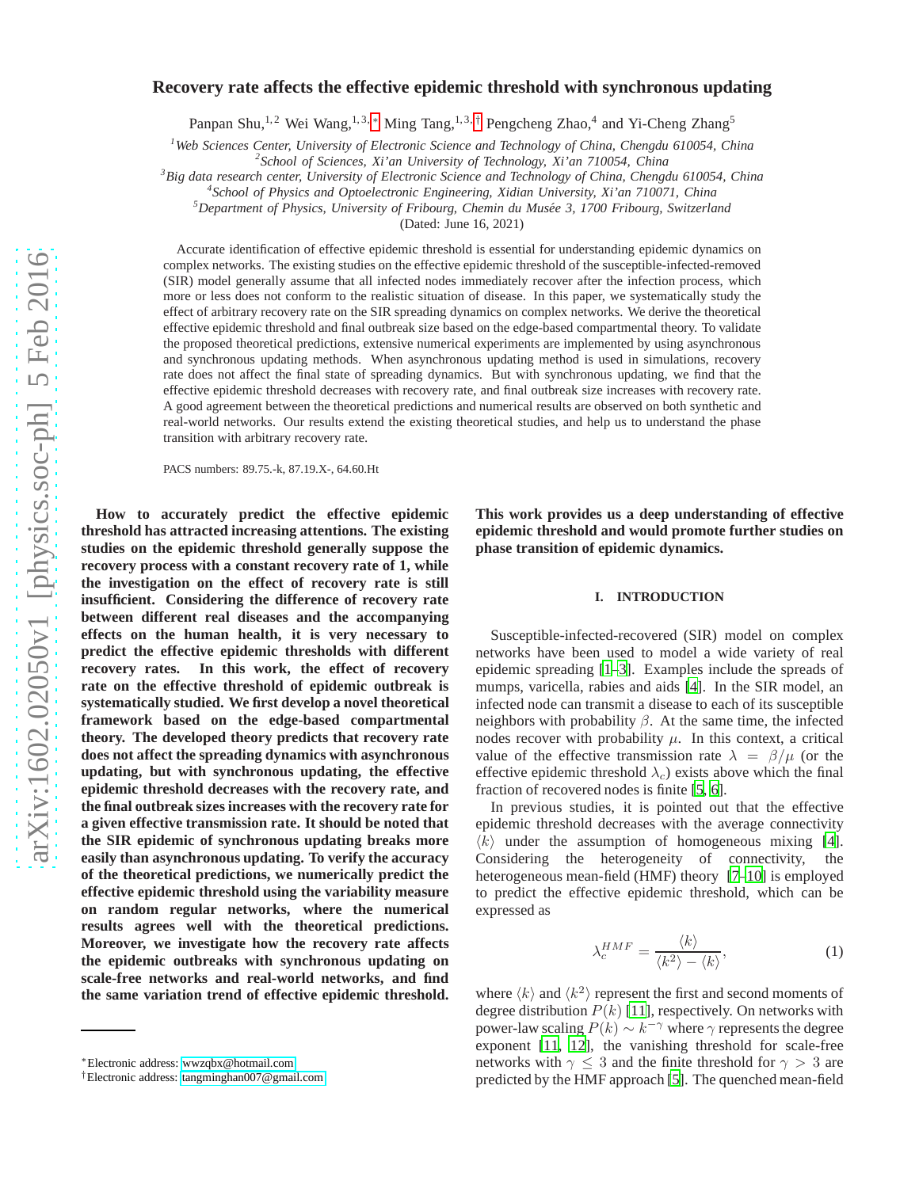# Recovery rate affects the effective epidemic threshold with synchronous updating

Panpan Shu,[1,2] Wei Wang,[1,3,*] Ming Tang,[1,3,†] Pengcheng Zhao,[4] and Yi-Cheng Zhang[5]

[1]*Web Sciences Center, University of Electronic Science and Technology of China, Chengdu 610054, China*
[2]*School of Sciences, Xi'an University of Technology, Xi'an 710054, China*
[3]*Big data research center, University of Electronic Science and Technology of China, Chengdu 610054, China*
[4]*School of Physics and Optoelectronic Engineering, Xidian University, Xi'an 710071, China*
[5]*Department of Physics, University of Fribourg, Chemin du Musée 3, 1700 Fribourg, Switzerland*

(Dated: June 16, 2021)

Accurate identification of effective epidemic threshold is essential for understanding epidemic dynamics on complex networks. The existing studies on the effective epidemic threshold of the susceptible-infected-removed (SIR) model generally assume that all infected nodes immediately recover after the infection process, which more or less does not conform to the realistic situation of disease. In this paper, we systematically study the effect of arbitrary recovery rate on the SIR spreading dynamics on complex networks. We derive the theoretical effective epidemic threshold and final outbreak size based on the edge-based compartmental theory. To validate the proposed theoretical predictions, extensive numerical experiments are implemented by using asynchronous and synchronous updating methods. When asynchronous updating method is used in simulations, recovery rate does not affect the final state of spreading dynamics. But with synchronous updating, we find that the effective epidemic threshold decreases with recovery rate, and final outbreak size increases with recovery rate. A good agreement between the theoretical predictions and numerical results are observed on both synthetic and real-world networks. Our results extend the existing theoretical studies, and help us to understand the phase transition with arbitrary recovery rate.

PACS numbers: 89.75.-k, 87.19.X-, 64.60.Ht

**How to accurately predict the effective epidemic threshold has attracted increasing attentions. The existing studies on the epidemic threshold generally suppose the recovery process with a constant recovery rate of 1, while the investigation on the effect of recovery rate is still insufficient. Considering the difference of recovery rate between different real diseases and the accompanying effects on the human health, it is very necessary to predict the effective epidemic thresholds with different recovery rates. In this work, the effect of recovery rate on the effective threshold of epidemic outbreak is systematically studied. We first develop a novel theoretical framework based on the edge-based compartmental theory. The developed theory predicts that recovery rate does not affect the spreading dynamics with asynchronous updating, but with synchronous updating, the effective epidemic threshold decreases with the recovery rate, and the final outbreak sizes increases with the recovery rate for a given effective transmission rate. It should be noted that the SIR epidemic of synchronous updating breaks more easily than asynchronous updating. To verify the accuracy of the theoretical predictions, we numerically predict the effective epidemic threshold using the variability measure on random regular networks, where the numerical results agrees well with the theoretical predictions. Moreover, we investigate how the recovery rate affects the epidemic outbreaks with synchronous updating on scale-free networks and real-world networks, and find the same variation trend of effective epidemic threshold. This work provides us a deep understanding of effective epidemic threshold and would promote further studies on phase transition of epidemic dynamics.**

## I. INTRODUCTION

Susceptible-infected-recovered (SIR) model on complex networks have been used to model a wide variety of real epidemic spreading [1–3]. Examples include the spreads of mumps, varicella, rabies and aids [4]. In the SIR model, an infected node can transmit a disease to each of its susceptible neighbors with probability $\beta$. At the same time, the infected nodes recover with probability $\mu$. In this context, a critical value of the effective transmission rate $\lambda = \beta/\mu$ (or the effective epidemic threshold $\lambda_c$) exists above which the final fraction of recovered nodes is finite [5, 6].

In previous studies, it is pointed out that the effective epidemic threshold decreases with the average connectivity $\langle k \rangle$ under the assumption of homogeneous mixing [4]. Considering the heterogeneity of connectivity, the heterogeneous mean-field (HMF) theory [7–10] is employed to predict the effective epidemic threshold, which can be expressed as

$$\lambda_c^{HMF} = \frac{\langle k \rangle}{\langle k^2 \rangle - \langle k \rangle}, \tag{1}$$

where $\langle k \rangle$ and $\langle k^2 \rangle$ represent the first and second moments of degree distribution $P(k)$ [11], respectively. On networks with power-law scaling $P(k) \sim k^{-\gamma}$ where $\gamma$ represents the degree exponent [11, 12], the vanishing threshold for scale-free networks with $\gamma \leq 3$ and the finite threshold for $\gamma > 3$ are predicted by the HMF approach [5]. The quenched mean-field

*Electronic address: wwzqbx@hotmail.com
†Electronic address: tangminghan007@gmail.com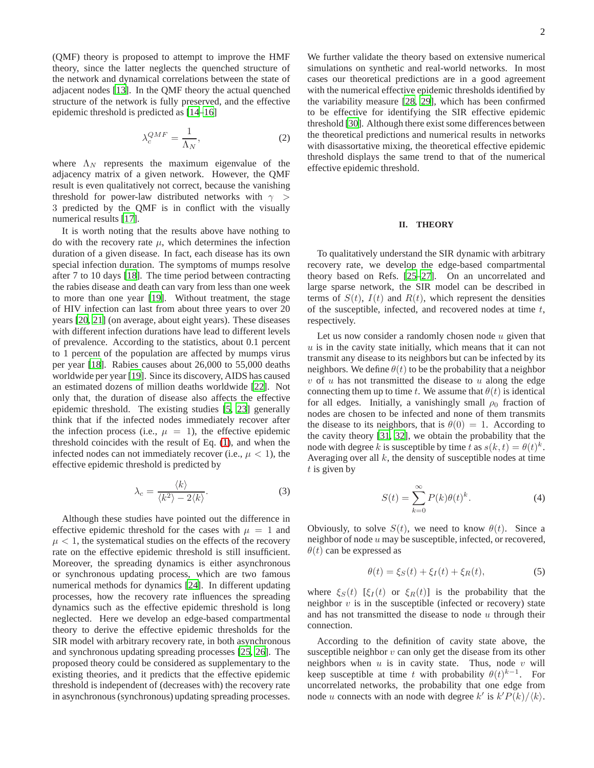(QMF) theory is proposed to attempt to improve the HMF theory, since the latter neglects the quenched structure of the network and dynamical correlations between the state of adjacent nodes [13]. In the QMF theory the actual quenched structure of the network is fully preserved, and the effective epidemic threshold is predicted as [14–16]

$$\lambda_c^{QMF} = \frac{1}{\Lambda_N}, \tag{2}$$

where $\Lambda_N$ represents the maximum eigenvalue of the adjacency matrix of a given network. However, the QMF result is even qualitatively not correct, because the vanishing threshold for power-law distributed networks with $\gamma > 3$ predicted by the QMF is in conflict with the visually numerical results [17].

It is worth noting that the results above have nothing to do with the recovery rate $\mu$, which determines the infection duration of a given disease. In fact, each disease has its own special infection duration. The symptoms of mumps resolve after 7 to 10 days [18]. The time period between contracting the rabies disease and death can vary from less than one week to more than one year [19]. Without treatment, the stage of HIV infection can last from about three years to over 20 years [20, 21] (on average, about eight years). These diseases with different infection durations have lead to different levels of prevalence. According to the statistics, about 0.1 percent to 1 percent of the population are affected by mumps virus per year [18]. Rabies causes about 26,000 to 55,000 deaths worldwide per year [19]. Since its discovery, AIDS has caused an estimated dozens of million deaths worldwide [22]. Not only that, the duration of disease also affects the effective epidemic threshold. The existing studies [5, 23] generally think that if the infected nodes immediately recover after the infection process (i.e., $\mu = 1$), the effective epidemic threshold coincides with the result of Eq. (1), and when the infected nodes can not immediately recover (i.e., $\mu < 1$), the effective epidemic threshold is predicted by

$$\lambda_c = \frac{\langle k \rangle}{\langle k^2 \rangle - 2\langle k \rangle}. \tag{3}$$

Although these studies have pointed out the difference in effective epidemic threshold for the cases with $\mu = 1$ and $\mu < 1$, the systematical studies on the effects of the recovery rate on the effective epidemic threshold is still insufficient. Moreover, the spreading dynamics is either asynchronous or synchronous updating process, which are two famous numerical methods for dynamics [24]. In different updating processes, how the recovery rate influences the spreading dynamics such as the effective epidemic threshold is long neglected. Here we develop an edge-based compartmental theory to derive the effective epidemic thresholds for the SIR model with arbitrary recovery rate, in both asynchronous and synchronous updating spreading processes [25, 26]. The proposed theory could be considered as supplementary to the existing theories, and it predicts that the effective epidemic threshold is independent of (decreases with) the recovery rate in asynchronous (synchronous) updating spreading processes. We further validate the theory based on extensive numerical simulations on synthetic and real-world networks. In most cases our theoretical predictions are in a good agreement with the numerical effective epidemic thresholds identified by the variability measure [28, 29], which has been confirmed to be effective for identifying the SIR effective epidemic threshold [30]. Although there exist some differences between the theoretical predictions and numerical results in networks with disassortative mixing, the theoretical effective epidemic threshold displays the same trend to that of the numerical effective epidemic threshold.

## II. THEORY

To qualitatively understand the SIR dynamic with arbitrary recovery rate, we develop the edge-based compartmental theory based on Refs. [25–27]. On an uncorrelated and large sparse network, the SIR model can be described in terms of $S(t)$, $I(t)$ and $R(t)$, which represent the densities of the susceptible, infected, and recovered nodes at time $t$, respectively.

Let us now consider a randomly chosen node $u$ given that $u$ is in the cavity state initially, which means that it can not transmit any disease to its neighbors but can be infected by its neighbors. We define $\theta(t)$ to be the probability that a neighbor $v$ of $u$ has not transmitted the disease to $u$ along the edge connecting them up to time $t$. We assume that $\theta(t)$ is identical for all edges. Initially, a vanishingly small $\rho_0$ fraction of nodes are chosen to be infected and none of them transmits the disease to its neighbors, that is $\theta(0) = 1$. According to the cavity theory [31, 32], we obtain the probability that the node with degree $k$ is susceptible by time $t$ as $s(k,t) = \theta(t)^k$. Averaging over all $k$, the density of susceptible nodes at time $t$ is given by

$$S(t) = \sum_{k=0}^{\infty} P(k)\theta(t)^k. \tag{4}$$

Obviously, to solve $S(t)$, we need to know $\theta(t)$. Since a neighbor of node $u$ may be susceptible, infected, or recovered, $\theta(t)$ can be expressed as

$$\theta(t) = \xi_S(t) + \xi_I(t) + \xi_R(t), \tag{5}$$

where $\xi_S(t)$ [$\xi_I(t)$ or $\xi_R(t)$] is the probability that the neighbor $v$ is in the susceptible (infected or recovery) state and has not transmitted the disease to node $u$ through their connection.

According to the definition of cavity state above, the susceptible neighbor $v$ can only get the disease from its other neighbors when $u$ is in cavity state. Thus, node $v$ will keep susceptible at time $t$ with probability $\theta(t)^{k-1}$. For uncorrelated networks, the probability that one edge from node $u$ connects with an node with degree $k'$ is $k'P(k)/\langle k \rangle$.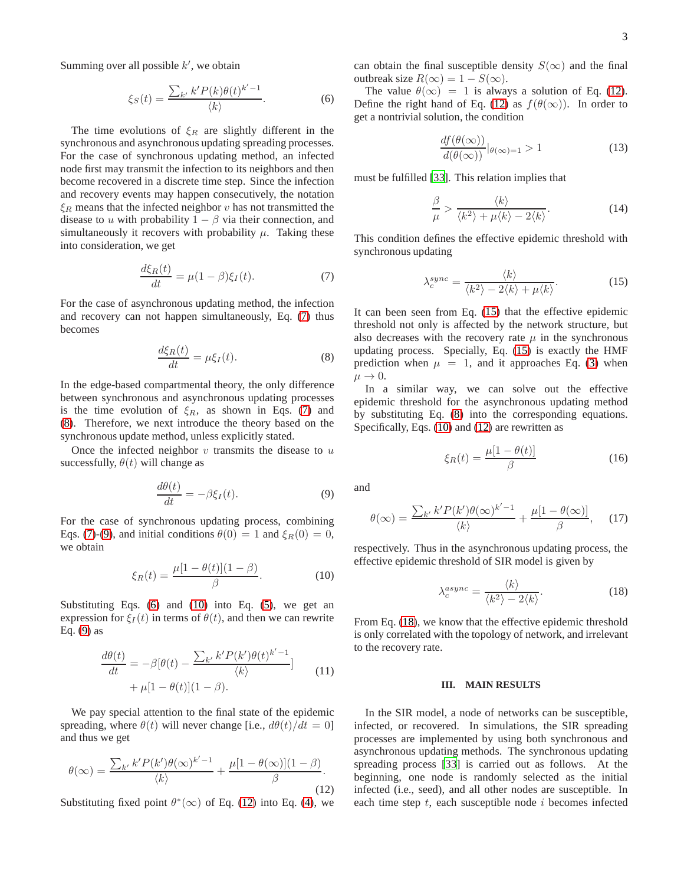Summing over all possible $k'$, we obtain

$$\xi_S(t) = \frac{\sum_{k'} k' P(k) \theta(t)^{k'-1}}{\langle k \rangle}. \tag{6}$$

The time evolutions of $\xi_R$ are slightly different in the synchronous and asynchronous updating spreading processes. For the case of synchronous updating method, an infected node first may transmit the infection to its neighbors and then become recovered in a discrete time step. Since the infection and recovery events may happen consecutively, the notation $\xi_R$ means that the infected neighbor $v$ has not transmitted the disease to $u$ with probability $1-\beta$ via their connection, and simultaneously it recovers with probability $\mu$. Taking these into consideration, we get

$$\frac{d\xi_R(t)}{dt} = \mu(1-\beta)\xi_I(t). \tag{7}$$

For the case of asynchronous updating method, the infection and recovery can not happen simultaneously, Eq. (7) thus becomes

$$\frac{d\xi_R(t)}{dt} = \mu \xi_I(t). \tag{8}$$

In the edge-based compartmental theory, the only difference between synchronous and asynchronous updating processes is the time evolution of $\xi_R$, as shown in Eqs. (7) and (8). Therefore, we next introduce the theory based on the synchronous update method, unless explicitly stated.

Once the infected neighbor $v$ transmits the disease to $u$ successfully, $\theta(t)$ will change as

$$\frac{d\theta(t)}{dt} = -\beta \xi_I(t). \tag{9}$$

For the case of synchronous updating process, combining Eqs. (7)-(9), and initial conditions $\theta(0) = 1$ and $\xi_R(0) = 0$, we obtain

$$\xi_R(t) = \frac{\mu[1-\theta(t)](1-\beta)}{\beta}. \tag{10}$$

Substituting Eqs. (6) and (10) into Eq. (5), we get an expression for $\xi_I(t)$ in terms of $\theta(t)$, and then we can rewrite Eq. (9) as

$$\frac{d\theta(t)}{dt} = -\beta[\theta(t) - \frac{\sum_{k'} k' P(k') \theta(t)^{k'-1}}{\langle k \rangle}] + \mu[1-\theta(t)](1-\beta). \tag{11}$$

We pay special attention to the final state of the epidemic spreading, where $\theta(t)$ will never change [i.e., $d\theta(t)/dt = 0$] and thus we get

$$\theta(\infty) = \frac{\sum_{k'} k' P(k') \theta(\infty)^{k'-1}}{\langle k \rangle} + \frac{\mu[1-\theta(\infty)](1-\beta)}{\beta}. \tag{12}$$

Substituting fixed point $\theta^*(\infty)$ of Eq. (12) into Eq. (4), we can obtain the final susceptible density $S(\infty)$ and the final outbreak size $R(\infty) = 1 - S(\infty)$.

The value $\theta(\infty) = 1$ is always a solution of Eq. (12). Define the right hand of Eq. (12) as $f(\theta(\infty))$. In order to get a nontrivial solution, the condition

$$\frac{df(\theta(\infty))}{d(\theta(\infty))}|_{\theta(\infty)=1} > 1 \tag{13}$$

must be fulfilled [33]. This relation implies that

$$\frac{\beta}{\mu} > \frac{\langle k \rangle}{\langle k^2 \rangle + \mu \langle k \rangle - 2\langle k \rangle}. \tag{14}$$

This condition defines the effective epidemic threshold with synchronous updating

$$\lambda_c^{sync} = \frac{\langle k \rangle}{\langle k^2 \rangle - 2\langle k \rangle + \mu \langle k \rangle}. \tag{15}$$

It can been seen from Eq. (15) that the effective epidemic threshold not only is affected by the network structure, but also decreases with the recovery rate $\mu$ in the synchronous updating process. Specially, Eq. (15) is exactly the HMF prediction when $\mu = 1$, and it approaches Eq. (3) when $\mu \to 0$.

In a similar way, we can solve out the effective epidemic threshold for the asynchronous updating method by substituting Eq. (8) into the corresponding equations. Specifically, Eqs. (10) and (12) are rewritten as

$$\xi_R(t) = \frac{\mu[1-\theta(t)]}{\beta} \tag{16}$$

and

$$\theta(\infty) = \frac{\sum_{k'} k' P(k') \theta(\infty)^{k'-1}}{\langle k \rangle} + \frac{\mu[1-\theta(\infty)]}{\beta}, \tag{17}$$

respectively. Thus in the asynchronous updating process, the effective epidemic threshold of SIR model is given by

$$\lambda_c^{async} = \frac{\langle k \rangle}{\langle k^2 \rangle - 2\langle k \rangle}. \tag{18}$$

From Eq. (18), we know that the effective epidemic threshold is only correlated with the topology of network, and irrelevant to the recovery rate.

## III. MAIN RESULTS

In the SIR model, a node of networks can be susceptible, infected, or recovered. In simulations, the SIR spreading processes are implemented by using both synchronous and asynchronous updating methods. The synchronous updating spreading process [33] is carried out as follows. At the beginning, one node is randomly selected as the initial infected (i.e., seed), and all other nodes are susceptible. In each time step $t$, each susceptible node $i$ becomes infected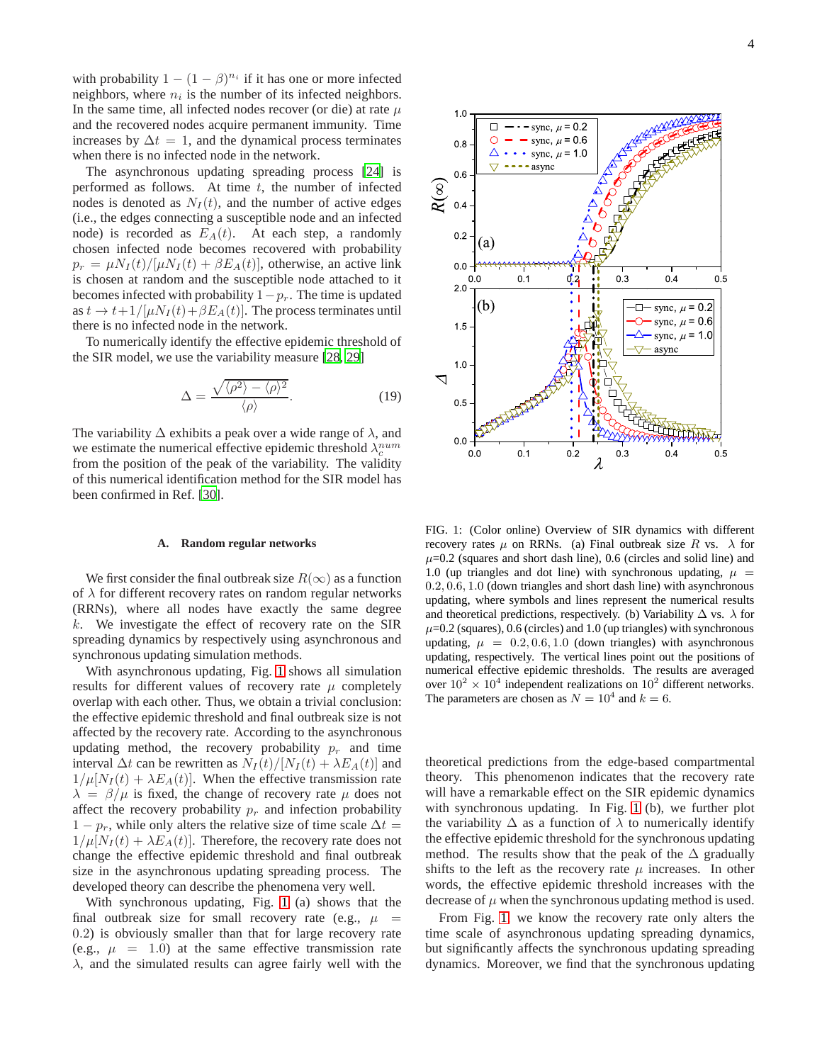with probability $1-(1-\beta)^{n_i}$ if it has one or more infected neighbors, where $n_i$ is the number of its infected neighbors. In the same time, all infected nodes recover (or die) at rate $\mu$ and the recovered nodes acquire permanent immunity. Time increases by $\Delta t = 1$, and the dynamical process terminates when there is no infected node in the network.

The asynchronous updating spreading process [24] is performed as follows. At time $t$, the number of infected nodes is denoted as $N_I(t)$, and the number of active edges (i.e., the edges connecting a susceptible node and an infected node) is recorded as $E_A(t)$. At each step, a randomly chosen infected node becomes recovered with probability $p_r = \mu N_I(t)/[\mu N_I(t) + \beta E_A(t)]$, otherwise, an active link is chosen at random and the susceptible node attached to it becomes infected with probability $1-p_r$. The time is updated as $t \to t+1/[\mu N_I(t)+\beta E_A(t)]$. The process terminates until there is no infected node in the network.

To numerically identify the effective epidemic threshold of the SIR model, we use the variability measure [28, 29]

$$\Delta = \frac{\sqrt{\langle \rho^2 \rangle - \langle \rho \rangle^2}}{\langle \rho \rangle}. \tag{19}$$

The variability $\Delta$ exhibits a peak over a wide range of $\lambda$, and we estimate the numerical effective epidemic threshold $\lambda_c^{num}$ from the position of the peak of the variability. The validity of this numerical identification method for the SIR model has been confirmed in Ref. [30].

### A. Random regular networks

We first consider the final outbreak size $R(\infty)$ as a function of $\lambda$ for different recovery rates on random regular networks (RRNs), where all nodes have exactly the same degree $k$. We investigate the effect of recovery rate on the SIR spreading dynamics by respectively using asynchronous and synchronous updating simulation methods.

With asynchronous updating, Fig. 1 shows all simulation results for different values of recovery rate $\mu$ completely overlap with each other. Thus, we obtain a trivial conclusion: the effective epidemic threshold and final outbreak size is not affected by the recovery rate. According to the asynchronous updating method, the recovery probability $p_r$ and time interval $\Delta t$ can be rewritten as $N_I(t)/[N_I(t) + \lambda E_A(t)]$ and $1/\mu[N_I(t) + \lambda E_A(t)]$. When the effective transmission rate $\lambda = \beta/\mu$ is fixed, the change of recovery rate $\mu$ does not affect the recovery probability $p_r$ and infection probability $1-p_r$, while only alters the relative size of time scale $\Delta t = 1/\mu[N_I(t) + \lambda E_A(t)]$. Therefore, the recovery rate does not change the effective epidemic threshold and final outbreak size in the asynchronous updating spreading process. The developed theory can describe the phenomena very well.

With synchronous updating, Fig. 1 (a) shows that the final outbreak size for small recovery rate (e.g., $\mu = 0.2$) is obviously smaller than that for large recovery rate (e.g., $\mu = 1.0$) at the same effective transmission rate $\lambda$, and the simulated results can agree fairly well with the theoretical predictions from the edge-based compartmental theory. This phenomenon indicates that the recovery rate will have a remarkable effect on the SIR epidemic dynamics with synchronous updating. In Fig. 1 (b), we further plot the variability $\Delta$ as a function of $\lambda$ to numerically identify the effective epidemic threshold for the synchronous updating method. The results show that the peak of the $\Delta$ gradually shifts to the left as the recovery rate $\mu$ increases. In other words, the effective epidemic threshold increases with the decrease of $\mu$ when the synchronous updating method is used.

From Fig. 1 we know the recovery rate only alters the time scale of asynchronous updating spreading dynamics, but significantly affects the synchronous updating spreading dynamics. Moreover, we find that the synchronous updating

FIG. 1: (Color online) Overview of SIR dynamics with different recovery rates $\mu$ on RRNs. (a) Final outbreak size $R$ vs. $\lambda$ for $\mu$=0.2 (squares and short dash line), 0.6 (circles and solid line) and 1.0 (up triangles and dot line) with synchronous updating, $\mu = 0.2, 0.6, 1.0$ (down triangles and short dash line) with asynchronous updating, where symbols and lines represent the numerical results and theoretical predictions, respectively. (b) Variability $\Delta$ vs. $\lambda$ for $\mu$=0.2 (squares), 0.6 (circles) and 1.0 (up triangles) with synchronous updating, $\mu = 0.2, 0.6, 1.0$ (down triangles) with asynchronous updating, respectively. The vertical lines point out the positions of numerical effective epidemic thresholds. The results are averaged over $10^2 \times 10^4$ independent realizations on $10^2$ different networks. The parameters are chosen as $N = 10^4$ and $k = 6$.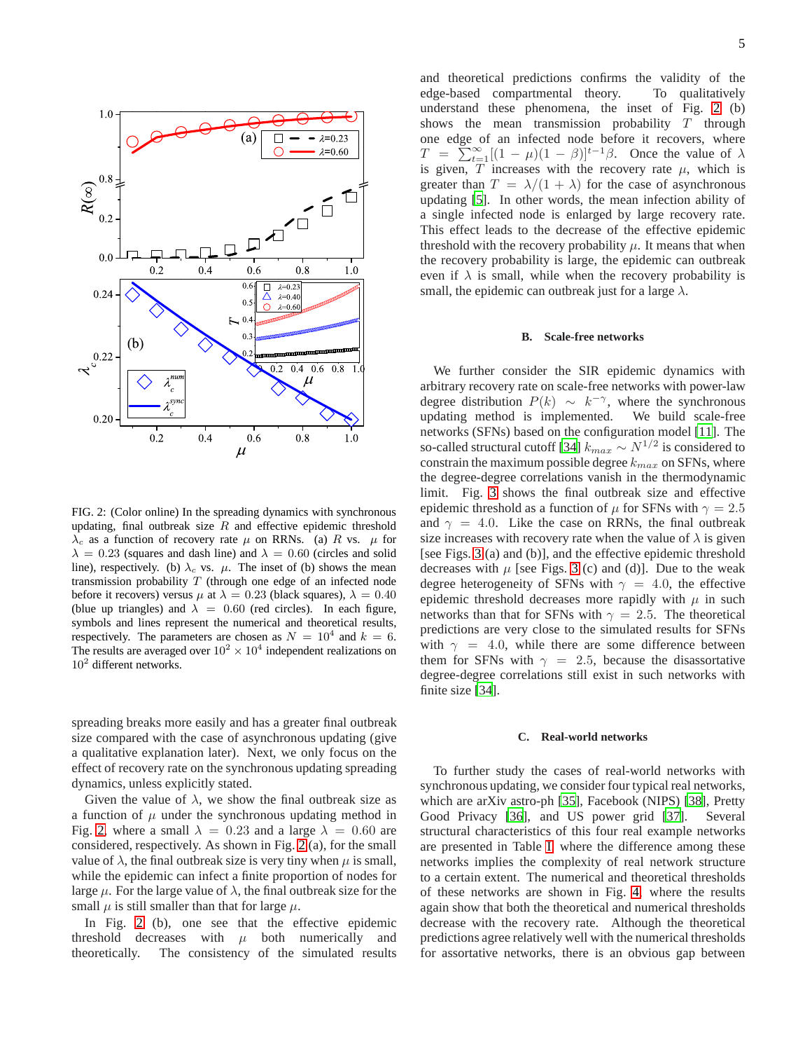FIG. 2: (Color online) In the spreading dynamics with synchronous updating, final outbreak size $R$ and effective epidemic threshold $\lambda_c$ as a function of recovery rate $\mu$ on RRNs. (a) $R$ vs. $\mu$ for $\lambda = 0.23$ (squares and dash line) and $\lambda = 0.60$ (circles and solid line), respectively. (b) $\lambda_c$ vs. $\mu$. The inset of (b) shows the mean transmission probability $T$ (through one edge of an infected node before it recovers) versus $\mu$ at $\lambda = 0.23$ (black squares), $\lambda = 0.40$ (blue up triangles) and $\lambda = 0.60$ (red circles). In each figure, symbols and lines represent the numerical and theoretical results, respectively. The parameters are chosen as $N = 10^4$ and $k = 6$. The results are averaged over $10^2 \times 10^4$ independent realizations on $10^2$ different networks.

spreading breaks more easily and has a greater final outbreak size compared with the case of asynchronous updating (give a qualitative explanation later). Next, we only focus on the effect of recovery rate on the synchronous updating spreading dynamics, unless explicitly stated.

Given the value of $\lambda$, we show the final outbreak size as a function of $\mu$ under the synchronous updating method in Fig. 2, where a small $\lambda = 0.23$ and a large $\lambda = 0.60$ are considered, respectively. As shown in Fig. 2(a), for the small value of $\lambda$, the final outbreak size is very tiny when $\mu$ is small, while the epidemic can infect a finite proportion of nodes for large $\mu$. For the large value of $\lambda$, the final outbreak size for the small $\mu$ is still smaller than that for large $\mu$.

In Fig. 2 (b), one see that the effective epidemic threshold decreases with $\mu$ both numerically and theoretically. The consistency of the simulated results and theoretical predictions confirms the validity of the edge-based compartmental theory. To qualitatively understand these phenomena, the inset of Fig. 2 (b) shows the mean transmission probability $T$ through one edge of an infected node before it recovers, where $T = \sum_{t=1}^{\infty}[(1-\mu)(1-\beta)]^{t-1}\beta$. Once the value of $\lambda$ is given, $T$ increases with the recovery rate $\mu$, which is greater than $T = \lambda/(1+\lambda)$ for the case of asynchronous updating [5]. In other words, the mean infection ability of a single infected node is enlarged by large recovery rate. This effect leads to the decrease of the effective epidemic threshold with the recovery probability $\mu$. It means that when the recovery probability is large, the epidemic can outbreak even if $\lambda$ is small, while when the recovery probability is small, the epidemic can outbreak just for a large $\lambda$.

### B. Scale-free networks

We further consider the SIR epidemic dynamics with arbitrary recovery rate on scale-free networks with power-law degree distribution $P(k) \sim k^{-\gamma}$, where the synchronous updating method is implemented. We build scale-free networks (SFNs) based on the configuration model [11]. The so-called structural cutoff [34] $k_{max} \sim N^{1/2}$ is considered to constrain the maximum possible degree $k_{max}$ on SFNs, where the degree-degree correlations vanish in the thermodynamic limit. Fig. 3 shows the final outbreak size and effective epidemic threshold as a function of $\mu$ for SFNs with $\gamma = 2.5$ and $\gamma = 4.0$. Like the case on RRNs, the final outbreak size increases with recovery rate when the value of $\lambda$ is given [see Figs. 3(a) and (b)], and the effective epidemic threshold decreases with $\mu$ [see Figs. 3(c) and (d)]. Due to the weak degree heterogeneity of SFNs with $\gamma = 4.0$, the effective epidemic threshold decreases more rapidly with $\mu$ in such networks than that for SFNs with $\gamma = 2.5$. The theoretical predictions are very close to the simulated results for SFNs with $\gamma = 4.0$, while there are some difference between them for SFNs with $\gamma = 2.5$, because the disassortative degree-degree correlations still exist in such networks with finite size [34].

### C. Real-world networks

To further study the cases of real-world networks with synchronous updating, we consider four typical real networks, which are arXiv astro-ph [35], Facebook (NIPS) [38], Pretty Good Privacy [36], and US power grid [37]. Several structural characteristics of this four real example networks are presented in Table I, where the difference among these networks implies the complexity of real network structure to a certain extent. The numerical and theoretical thresholds of these networks are shown in Fig. 4, where the results again show that both the theoretical and numerical thresholds decrease with the recovery rate. Although the theoretical predictions agree relatively well with the numerical thresholds for assortative networks, there is an obvious gap between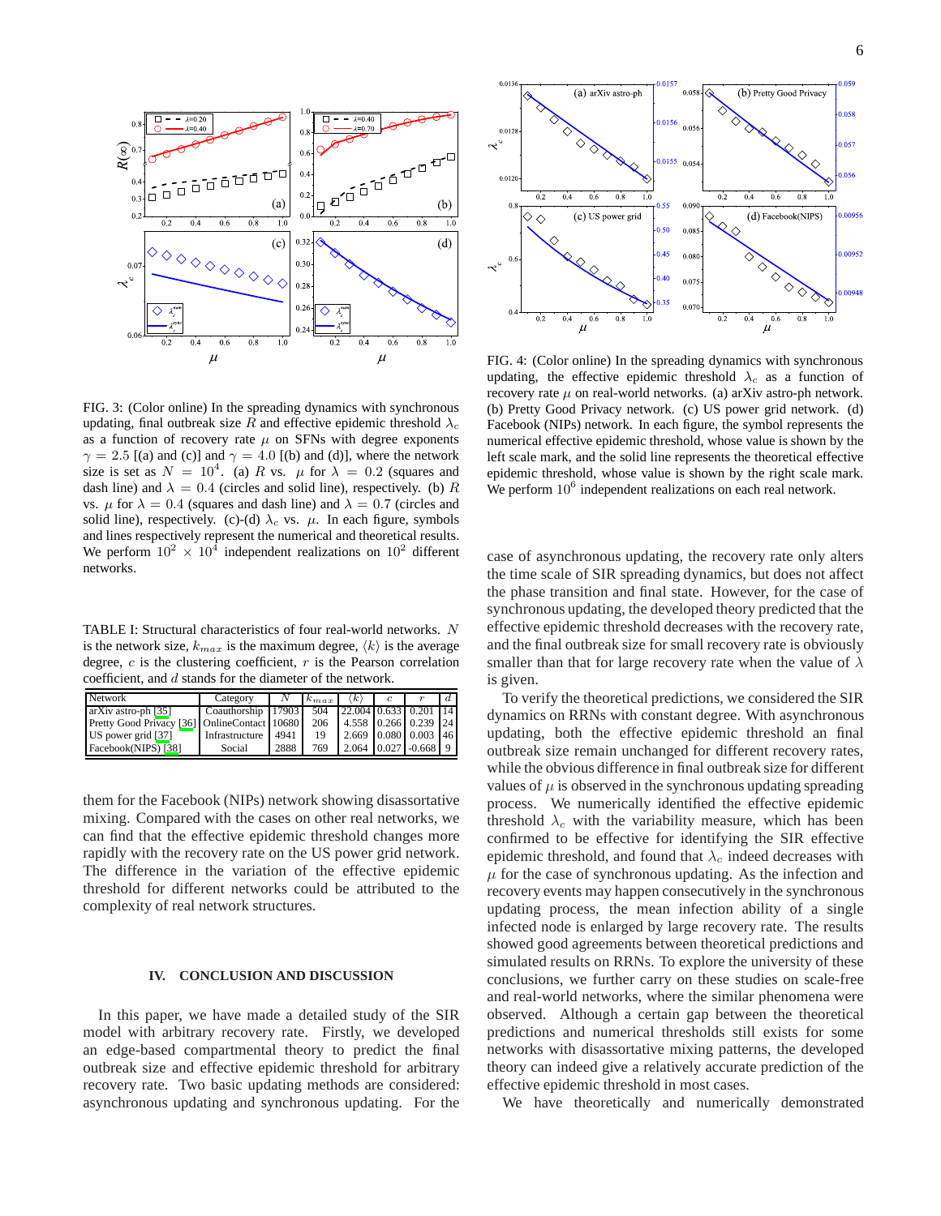FIG. 3: (Color online) In the spreading dynamics with synchronous updating, final outbreak size $R$ and effective epidemic threshold $\lambda_c$ as a function of recovery rate $\mu$ on SFNs with degree exponents $\gamma = 2.5$ [(a) and (c)] and $\gamma = 4.0$ [(b) and (d)], where the network size is set as $N = 10^4$. (a) $R$ vs. $\mu$ for $\lambda = 0.2$ (squares and dash line) and $\lambda = 0.4$ (circles and solid line), respectively. (b) $R$ vs. $\mu$ for $\lambda = 0.4$ (squares and dash line) and $\lambda = 0.7$ (circles and solid line), respectively. (c)-(d) $\lambda_c$ vs. $\mu$. In each figure, symbols and lines respectively represent the numerical and theoretical results. We perform $10^2 \times 10^4$ independent realizations on $10^2$ different networks.

TABLE I: Structural characteristics of four real-world networks. $N$ is the network size, $k_{max}$ is the maximum degree, $\langle k \rangle$ is the average degree, $c$ is the clustering coefficient, $r$ is the Pearson correlation coefficient, and $d$ stands for the diameter of the network.

| Network | Category | $N$ | $k_{max}$ | $\langle k \rangle$ | $c$ | $r$ | $d$ |
|---|---|---|---|---|---|---|---|
| arXiv astro-ph [35] | Coauthorship | 17903 | 504 | 22.004 | 0.633 | 0.201 | 14 |
| Pretty Good Privacy [36] | OnlineContact | 10680 | 206 | 4.558 | 0.266 | 0.239 | 24 |
| US power grid [37] | Infrastructure | 4941 | 19 | 2.669 | 0.080 | 0.003 | 46 |
| Facebook(NIPS) [38] | Social | 2888 | 769 | 2.064 | 0.027 | -0.668 | 9 |

them for the Facebook (NIPs) network showing disassortative mixing. Compared with the cases on other real networks, we can find that the effective epidemic threshold changes more rapidly with the recovery rate on the US power grid network. The difference in the variation of the effective epidemic threshold for different networks could be attributed to the complexity of real network structures.

## IV. CONCLUSION AND DISCUSSION

In this paper, we have made a detailed study of the SIR model with arbitrary recovery rate. Firstly, we developed an edge-based compartmental theory to predict the final outbreak size and effective epidemic threshold for arbitrary recovery rate. Two basic updating methods are considered: asynchronous updating and synchronous updating. For the case of asynchronous updating, the recovery rate only alters the time scale of SIR spreading dynamics, but does not affect the phase transition and final state. However, for the case of synchronous updating, the developed theory predicted that the effective epidemic threshold decreases with the recovery rate, and the final outbreak size for small recovery rate is obviously smaller than that for large recovery rate when the value of $\lambda$ is given.

FIG. 4: (Color online) In the spreading dynamics with synchronous updating, the effective epidemic threshold $\lambda_c$ as a function of recovery rate $\mu$ on real-world networks. (a) arXiv astro-ph network. (b) Pretty Good Privacy network. (c) US power grid network. (d) Facebook (NIPs) network. In each figure, the symbol represents the numerical effective epidemic threshold, whose value is shown by the left scale mark, and the solid line represents the theoretical effective epidemic threshold, whose value is shown by the right scale mark. We perform $10^6$ independent realizations on each real network.

To verify the theoretical predictions, we considered the SIR dynamics on RRNs with constant degree. With asynchronous updating, both the effective epidemic threshold an final outbreak size remain unchanged for different recovery rates, while the obvious difference in final outbreak size for different values of $\mu$ is observed in the synchronous updating spreading process. We numerically identified the effective epidemic threshold $\lambda_c$ with the variability measure, which has been confirmed to be effective for identifying the SIR effective epidemic threshold, and found that $\lambda_c$ indeed decreases with $\mu$ for the case of synchronous updating. As the infection and recovery events may happen consecutively in the synchronous updating process, the mean infection ability of a single infected node is enlarged by large recovery rate. The results showed good agreements between theoretical predictions and simulated results on RRNs. To explore the university of these conclusions, we further carry on these studies on scale-free and real-world networks, where the similar phenomena were observed. Although a certain gap between the theoretical predictions and numerical thresholds still exists for some networks with disassortative mixing patterns, the developed theory can indeed give a relatively accurate prediction of the effective epidemic threshold in most cases.

We have theoretically and numerically demonstrated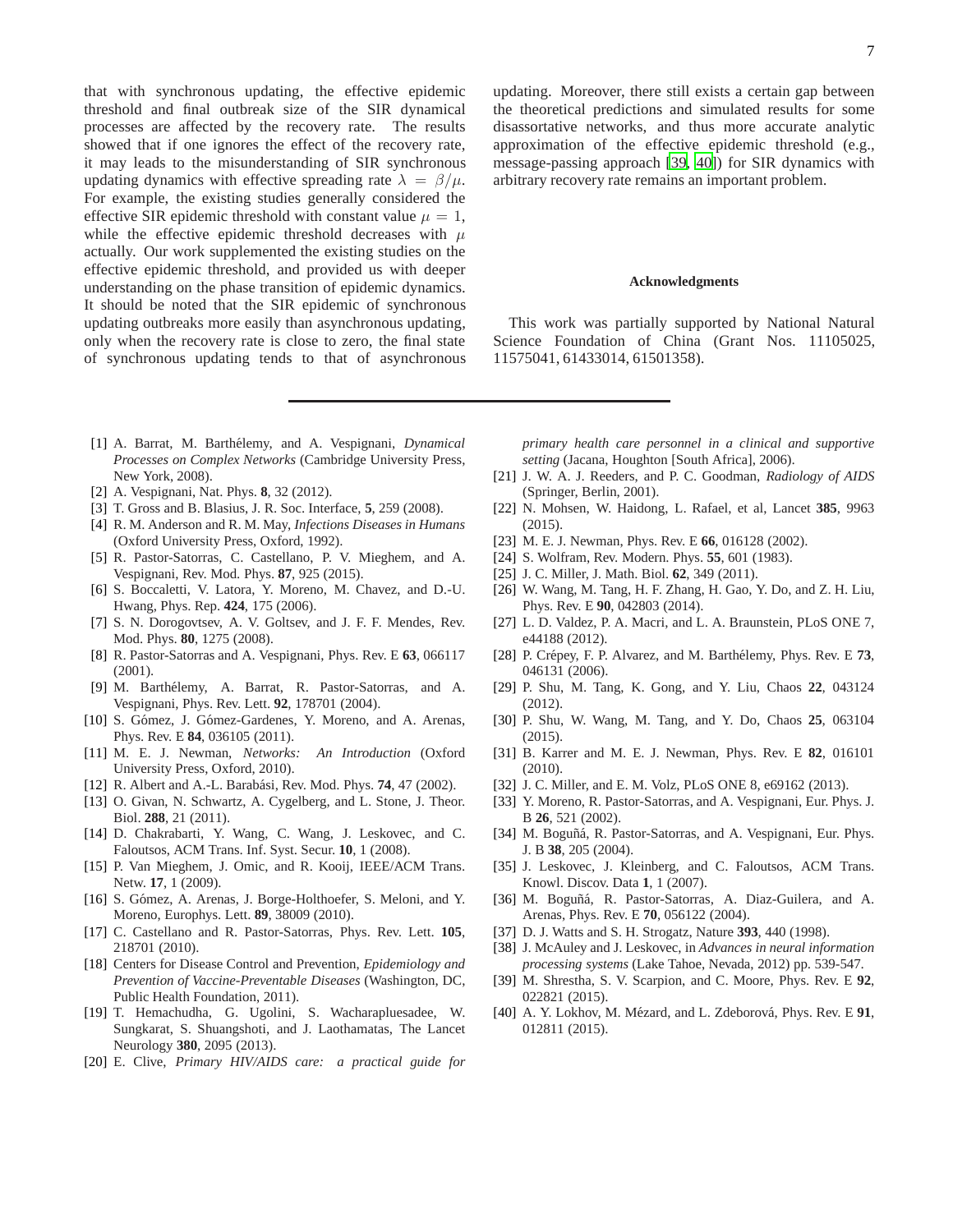that with synchronous updating, the effective epidemic threshold and final outbreak size of the SIR dynamical processes are affected by the recovery rate. The results showed that if one ignores the effect of the recovery rate, it may leads to the misunderstanding of SIR synchronous updating dynamics with effective spreading rate $\lambda = \beta/\mu$. For example, the existing studies generally considered the effective SIR epidemic threshold with constant value $\mu = 1$, while the effective epidemic threshold decreases with $\mu$ actually. Our work supplemented the existing studies on the effective epidemic threshold, and provided us with deeper understanding on the phase transition of epidemic dynamics. It should be noted that the SIR epidemic of synchronous updating outbreaks more easily than asynchronous updating, only when the recovery rate is close to zero, the final state of synchronous updating tends to that of asynchronous updating. Moreover, there still exists a certain gap between the theoretical predictions and simulated results for some disassortative networks, and thus more accurate analytic approximation of the effective epidemic threshold (e.g., message-passing approach [39, 40]) for SIR dynamics with arbitrary recovery rate remains an important problem.

### Acknowledgments

This work was partially supported by National Natural Science Foundation of China (Grant Nos. 11105025, 11575041, 61433014, 61501358).

---

[1] A. Barrat, M. Barthélemy, and A. Vespignani, *Dynamical Processes on Complex Networks* (Cambridge University Press, New York, 2008).
[2] A. Vespignani, Nat. Phys. **8**, 32 (2012).
[3] T. Gross and B. Blasius, J. R. Soc. Interface, **5**, 259 (2008).
[4] R. M. Anderson and R. M. May, *Infections Diseases in Humans* (Oxford University Press, Oxford, 1992).
[5] R. Pastor-Satorras, C. Castellano, P. V. Mieghem, and A. Vespignani, Rev. Mod. Phys. **87**, 925 (2015).
[6] S. Boccaletti, V. Latora, Y. Moreno, M. Chavez, and D.-U. Hwang, Phys. Rep. **424**, 175 (2006).
[7] S. N. Dorogovtsev, A. V. Goltsev, and J. F. F. Mendes, Rev. Mod. Phys. **80**, 1275 (2008).
[8] R. Pastor-Satorras and A. Vespignani, Phys. Rev. E **63**, 066117 (2001).
[9] M. Barthélemy, A. Barrat, R. Pastor-Satorras, and A. Vespignani, Phys. Rev. Lett. **92**, 178701 (2004).
[10] S. Gómez, J. Gómez-Gardenes, Y. Moreno, and A. Arenas, Phys. Rev. E **84**, 036105 (2011).
[11] M. E. J. Newman, *Networks: An Introduction* (Oxford University Press, Oxford, 2010).
[12] R. Albert and A.-L. Barabási, Rev. Mod. Phys. **74**, 47 (2002).
[13] O. Givan, N. Schwartz, A. Cygelberg, and L. Stone, J. Theor. Biol. **288**, 21 (2011).
[14] D. Chakrabarti, Y. Wang, C. Wang, J. Leskovec, and C. Faloutsos, ACM Trans. Inf. Syst. Secur. **10**, 1 (2008).
[15] P. Van Mieghem, J. Omic, and R. Kooij, IEEE/ACM Trans. Netw. **17**, 1 (2009).
[16] S. Gómez, A. Arenas, J. Borge-Holthoefer, S. Meloni, and Y. Moreno, Europhys. Lett. **89**, 38009 (2010).
[17] C. Castellano and R. Pastor-Satorras, Phys. Rev. Lett. **105**, 218701 (2010).
[18] Centers for Disease Control and Prevention, *Epidemiology and Prevention of Vaccine-Preventable Diseases* (Washington, DC, Public Health Foundation, 2011).
[19] T. Hemachudha, G. Ugolini, S. Wacharapluesadee, W. Sungkarat, S. Shuangshoti, and J. Laothamatas, The Lancet Neurology **380**, 2095 (2013).
[20] E. Clive, *Primary HIV/AIDS care: a practical guide for primary health care personnel in a clinical and supportive setting* (Jacana, Houghton [South Africa], 2006).
[21] J. W. A. J. Reeders, and P. C. Goodman, *Radiology of AIDS* (Springer, Berlin, 2001).
[22] N. Mohsen, W. Haidong, L. Rafael, et al, Lancet **385**, 9963 (2015).
[23] M. E. J. Newman, Phys. Rev. E **66**, 016128 (2002).
[24] S. Wolfram, Rev. Modern. Phys. **55**, 601 (1983).
[25] J. C. Miller, J. Math. Biol. **62**, 349 (2011).
[26] W. Wang, M. Tang, H. F. Zhang, H. Gao, Y. Do, and Z. H. Liu, Phys. Rev. E **90**, 042803 (2014).
[27] L. D. Valdez, P. A. Macri, and L. A. Braunstein, PLoS ONE 7, e44188 (2012).
[28] P. Crépey, F. P. Alvarez, and M. Barthélemy, Phys. Rev. E **73**, 046131 (2006).
[29] P. Shu, M. Tang, K. Gong, and Y. Liu, Chaos **22**, 043124 (2012).
[30] P. Shu, W. Wang, M. Tang, and Y. Do, Chaos **25**, 063104 (2015).
[31] B. Karrer and M. E. J. Newman, Phys. Rev. E **82**, 016101 (2010).
[32] J. C. Miller, and E. M. Volz, PLoS ONE 8, e69162 (2013).
[33] Y. Moreno, R. Pastor-Satorras, and A. Vespignani, Eur. Phys. J. B **26**, 521 (2002).
[34] M. Boguñá, R. Pastor-Satorras, and A. Vespignani, Eur. Phys. J. B **38**, 205 (2004).
[35] J. Leskovec, J. Kleinberg, and C. Faloutsos, ACM Trans. Knowl. Discov. Data **1**, 1 (2007).
[36] M. Boguñá, R. Pastor-Satorras, A. Diaz-Guilera, and A. Arenas, Phys. Rev. E **70**, 056122 (2004).
[37] D. J. Watts and S. H. Strogatz, Nature **393**, 440 (1998).
[38] J. McAuley and J. Leskovec, in *Advances in neural information processing systems* (Lake Tahoe, Nevada, 2012) pp. 539-547.
[39] M. Shrestha, S. V. Scarpion, and C. Moore, Phys. Rev. E **92**, 022821 (2015).
[40] A. Y. Lokhov, M. Mézard, and L. Zdeborová, Phys. Rev. E **91**, 012811 (2015).